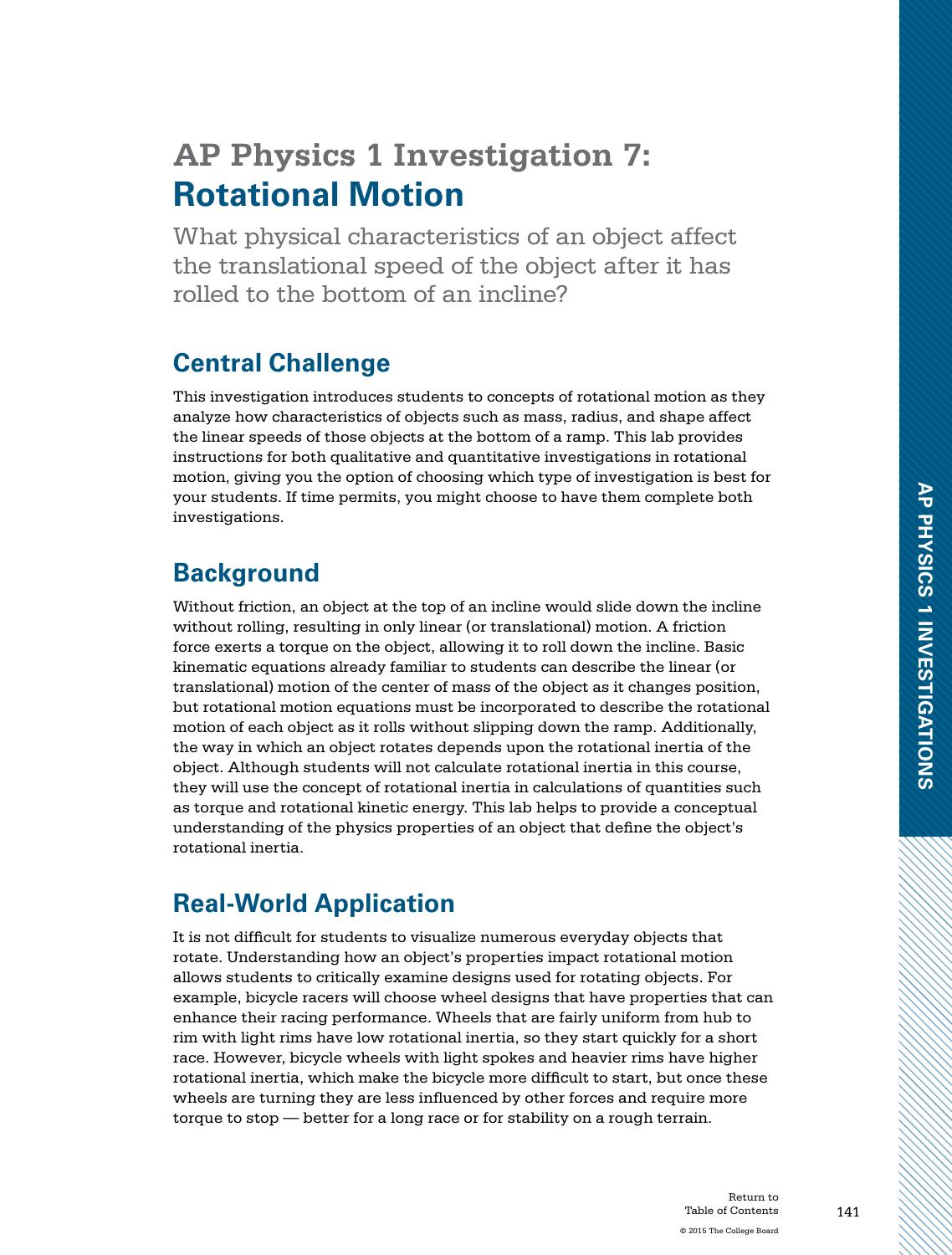# AP Physics 1 Investigation 7: Rotational Motion

What physical characteristics of an object affect the translational speed of the object after it has rolled to the bottom of an incline?

## Central Challenge

This investigation introduces students to concepts of rotational motion as they analyze how characteristics of objects such as mass, radius, and shape affect the linear speeds of those objects at the bottom of a ramp. This lab provides instructions for both qualitative and quantitative investigations in rotational motion, giving you the option of choosing which type of investigation is best for your students. If time permits, you might choose to have them complete both investigations.

## Background

Without friction, an object at the top of an incline would slide down the incline without rolling, resulting in only linear (or translational) motion. A friction force exerts a torque on the object, allowing it to roll down the incline. Basic kinematic equations already familiar to students can describe the linear (or translational) motion of the center of mass of the object as it changes position, but rotational motion equations must be incorporated to describe the rotational motion of each object as it rolls without slipping down the ramp. Additionally, the way in which an object rotates depends upon the rotational inertia of the object. Although students will not calculate rotational inertia in this course, they will use the concept of rotational inertia in calculations of quantities such as torque and rotational kinetic energy. This lab helps to provide a conceptual understanding of the physics properties of an object that define the object's rotational inertia.

## Real-World Application

It is not difficult for students to visualize numerous everyday objects that rotate. Understanding how an object's properties impact rotational motion allows students to critically examine designs used for rotating objects. For example, bicycle racers will choose wheel designs that have properties that can enhance their racing performance. Wheels that are fairly uniform from hub to rim with light rims have low rotational inertia, so they start quickly for a short race. However, bicycle wheels with light spokes and heavier rims have higher rotational inertia, which make the bicycle more difficult to start, but once these wheels are turning they are less influenced by other forces and require more torque to stop — better for a long race or for stability on a rough terrain.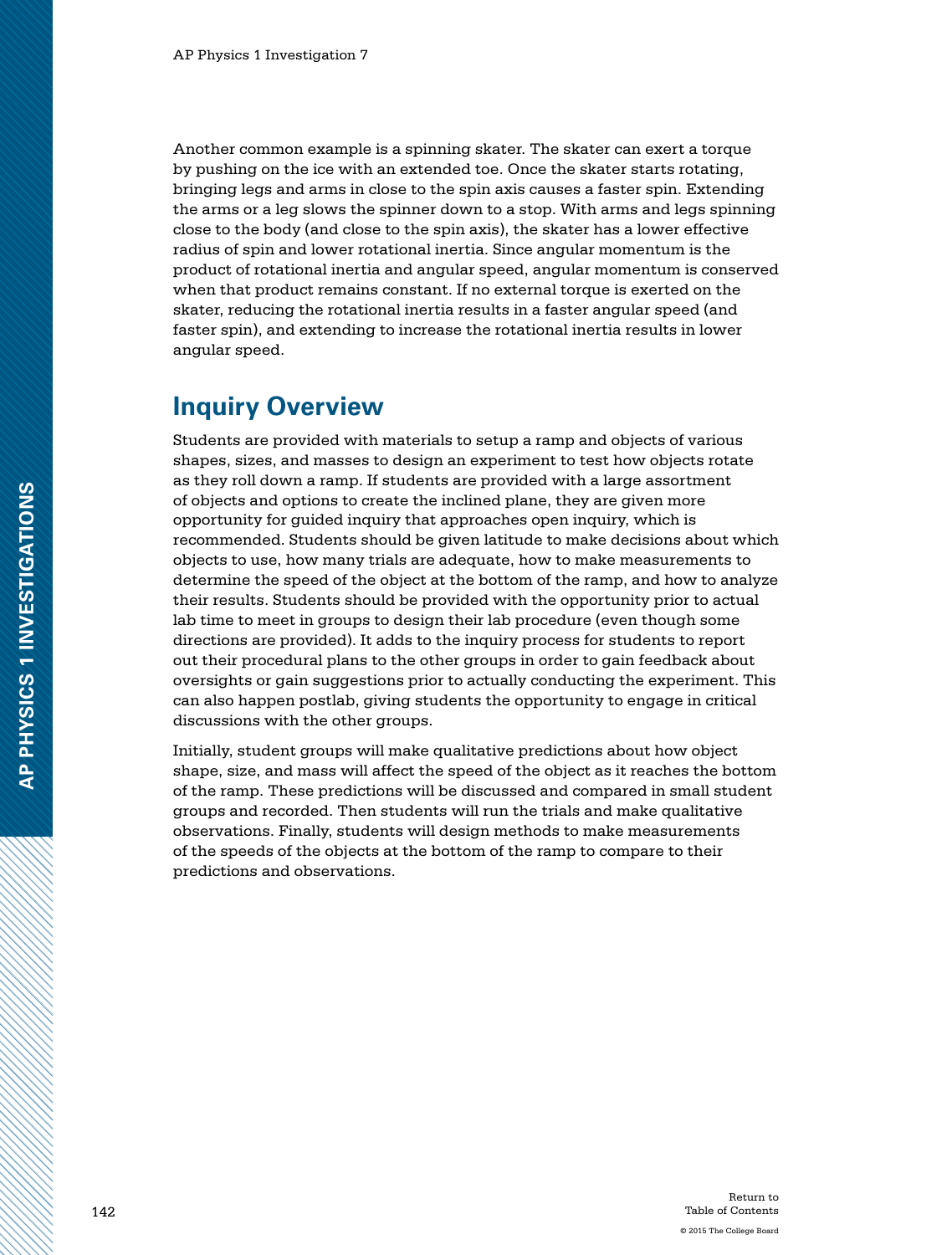Another common example is a spinning skater. The skater can exert a torque by pushing on the ice with an extended toe. Once the skater starts rotating, bringing legs and arms in close to the spin axis causes a faster spin. Extending the arms or a leg slows the spinner down to a stop. With arms and legs spinning close to the body (and close to the spin axis), the skater has a lower effective radius of spin and lower rotational inertia. Since angular momentum is the product of rotational inertia and angular speed, angular momentum is conserved when that product remains constant. If no external torque is exerted on the skater, reducing the rotational inertia results in a faster angular speed (and faster spin), and extending to increase the rotational inertia results in lower angular speed.

## Inquiry Overview

Students are provided with materials to setup a ramp and objects of various shapes, sizes, and masses to design an experiment to test how objects rotate as they roll down a ramp. If students are provided with a large assortment of objects and options to create the inclined plane, they are given more opportunity for guided inquiry that approaches open inquiry, which is recommended. Students should be given latitude to make decisions about which objects to use, how many trials are adequate, how to make measurements to determine the speed of the object at the bottom of the ramp, and how to analyze their results. Students should be provided with the opportunity prior to actual lab time to meet in groups to design their lab procedure (even though some directions are provided). It adds to the inquiry process for students to report out their procedural plans to the other groups in order to gain feedback about oversights or gain suggestions prior to actually conducting the experiment. This can also happen postlab, giving students the opportunity to engage in critical discussions with the other groups.

Initially, student groups will make qualitative predictions about how object shape, size, and mass will affect the speed of the object as it reaches the bottom of the ramp. These predictions will be discussed and compared in small student groups and recorded. Then students will run the trials and make qualitative observations. Finally, students will design methods to make measurements of the speeds of the objects at the bottom of the ramp to compare to their predictions and observations.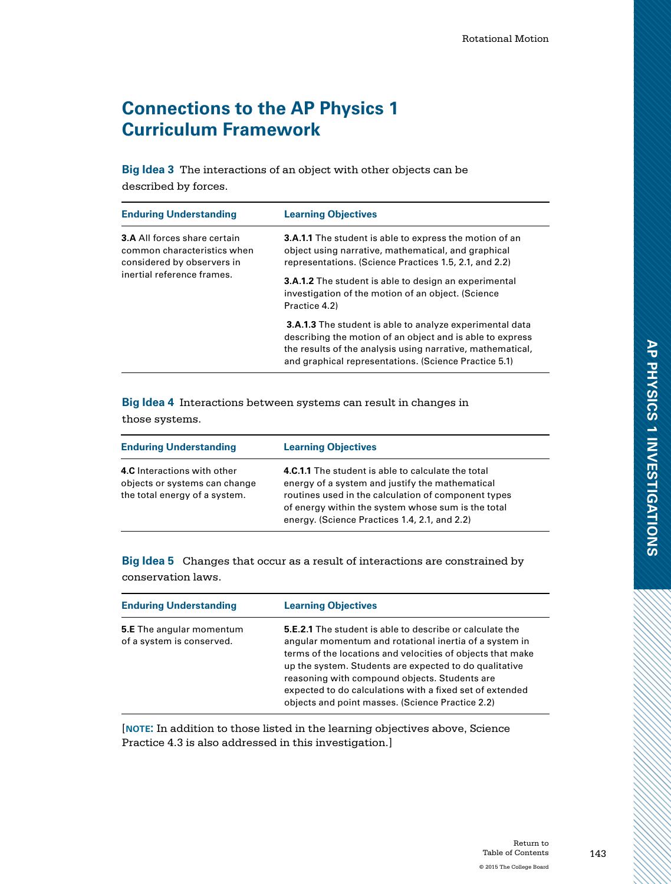## Connections to the AP Physics 1 Curriculum Framework

**Big Idea 3** The interactions of an object with other objects can be described by forces.

| Enduring Understanding | Learning Objectives |
| --- | --- |
| **3.A** All forces share certain common characteristics when considered by observers in inertial reference frames. | **3.A.1.1** The student is able to express the motion of an object using narrative, mathematical, and graphical representations. (Science Practices 1.5, 2.1, and 2.2) |
| | **3.A.1.2** The student is able to design an experimental investigation of the motion of an object. (Science Practice 4.2) |
| | **3.A.1.3** The student is able to analyze experimental data describing the motion of an object and is able to express the results of the analysis using narrative, mathematical, and graphical representations. (Science Practice 5.1) |

**Big Idea 4** Interactions between systems can result in changes in those systems.

| Enduring Understanding | Learning Objectives |
| --- | --- |
| **4.C** Interactions with other objects or systems can change the total energy of a system. | **4.C.1.1** The student is able to calculate the total energy of a system and justify the mathematical routines used in the calculation of component types of energy within the system whose sum is the total energy. (Science Practices 1.4, 2.1, and 2.2) |

**Big Idea 5** Changes that occur as a result of interactions are constrained by conservation laws.

| Enduring Understanding | Learning Objectives |
| --- | --- |
| **5.E** The angular momentum of a system is conserved. | **5.E.2.1** The student is able to describe or calculate the angular momentum and rotational inertia of a system in terms of the locations and velocities of objects that make up the system. Students are expected to do qualitative reasoning with compound objects. Students are expected to do calculations with a fixed set of extended objects and point masses. (Science Practice 2.2) |

[**NOTE:** In addition to those listed in the learning objectives above, Science Practice 4.3 is also addressed in this investigation.]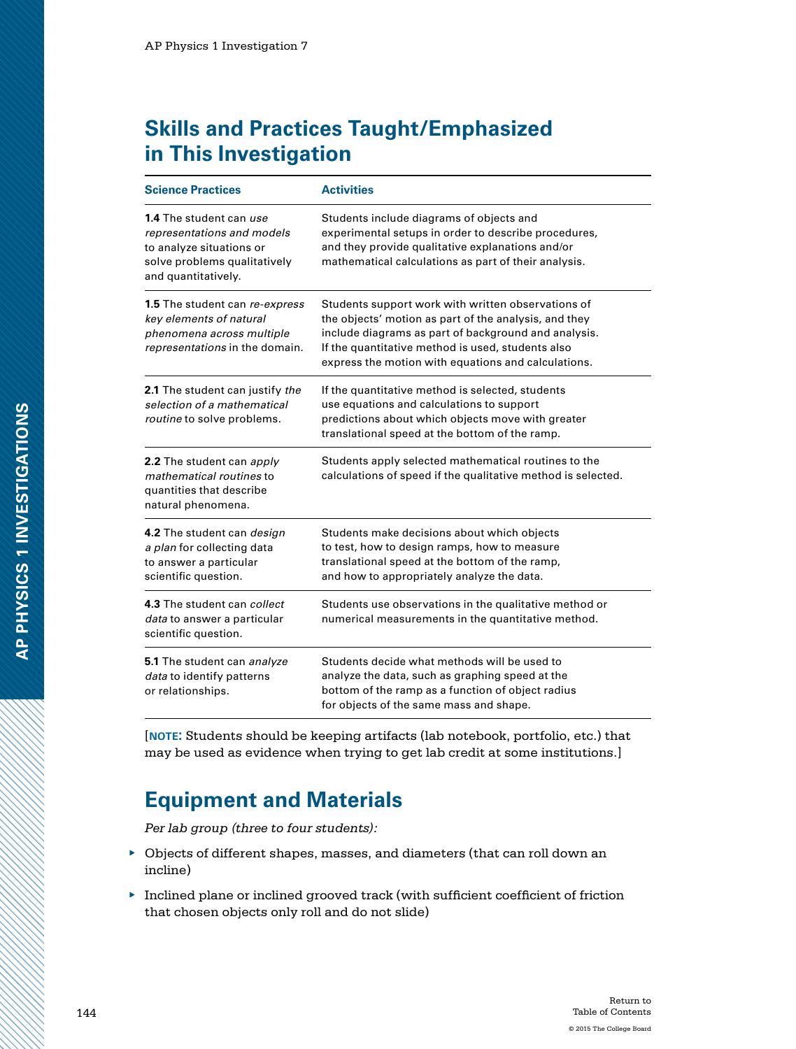## Skills and Practices Taught/Emphasized in This Investigation

| Science Practices | Activities |
| --- | --- |
| **1.4** The student can *use representations and models* to analyze situations or solve problems qualitatively and quantitatively. | Students include diagrams of objects and experimental setups in order to describe procedures, and they provide qualitative explanations and/or mathematical calculations as part of their analysis. |
| **1.5** The student can *re-express key elements of natural phenomena across multiple representations* in the domain. | Students support work with written observations of the objects' motion as part of the analysis, and they include diagrams as part of background and analysis. If the quantitative method is used, students also express the motion with equations and calculations. |
| **2.1** The student can justify *the selection of a mathematical routine* to solve problems. | If the quantitative method is selected, students use equations and calculations to support predictions about which objects move with greater translational speed at the bottom of the ramp. |
| **2.2** The student can *apply mathematical routines* to quantities that describe natural phenomena. | Students apply selected mathematical routines to the calculations of speed if the qualitative method is selected. |
| **4.2** The student can *design a plan* for collecting data to answer a particular scientific question. | Students make decisions about which objects to test, how to design ramps, how to measure translational speed at the bottom of the ramp, and how to appropriately analyze the data. |
| **4.3** The student can *collect data* to answer a particular scientific question. | Students use observations in the qualitative method or numerical measurements in the quantitative method. |
| **5.1** The student can *analyze data* to identify patterns or relationships. | Students decide what methods will be used to analyze the data, such as graphing speed at the bottom of the ramp as a function of object radius for objects of the same mass and shape. |

[**NOTE:** Students should be keeping artifacts (lab notebook, portfolio, etc.) that may be used as evidence when trying to get lab credit at some institutions.]

## Equipment and Materials

*Per lab group (three to four students):*

- Objects of different shapes, masses, and diameters (that can roll down an incline)
- Inclined plane or inclined grooved track (with sufficient coefficient of friction that chosen objects only roll and do not slide)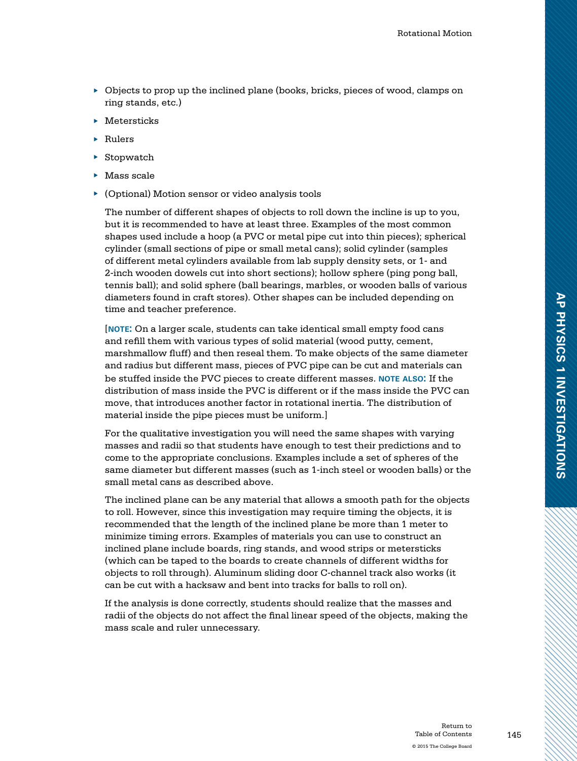- Objects to prop up the inclined plane (books, bricks, pieces of wood, clamps on ring stands, etc.)
- Metersticks
- Rulers
- Stopwatch
- Mass scale
- (Optional) Motion sensor or video analysis tools

  The number of different shapes of objects to roll down the incline is up to you, but it is recommended to have at least three. Examples of the most common shapes used include a hoop (a PVC or metal pipe cut into thin pieces); spherical cylinder (small sections of pipe or small metal cans); solid cylinder (samples of different metal cylinders available from lab supply density sets, or 1- and 2-inch wooden dowels cut into short sections); hollow sphere (ping pong ball, tennis ball); and solid sphere (ball bearings, marbles, or wooden balls of various diameters found in craft stores). Other shapes can be included depending on time and teacher preference.

  [**NOTE:** On a larger scale, students can take identical small empty food cans and refill them with various types of solid material (wood putty, cement, marshmallow fluff) and then reseal them. To make objects of the same diameter and radius but different mass, pieces of PVC pipe can be cut and materials can be stuffed inside the PVC pieces to create different masses. **NOTE ALSO:** If the distribution of mass inside the PVC is different or if the mass inside the PVC can move, that introduces another factor in rotational inertia. The distribution of material inside the pipe pieces must be uniform.]

  For the qualitative investigation you will need the same shapes with varying masses and radii so that students have enough to test their predictions and to come to the appropriate conclusions. Examples include a set of spheres of the same diameter but different masses (such as 1-inch steel or wooden balls) or the small metal cans as described above.

  The inclined plane can be any material that allows a smooth path for the objects to roll. However, since this investigation may require timing the objects, it is recommended that the length of the inclined plane be more than 1 meter to minimize timing errors. Examples of materials you can use to construct an inclined plane include boards, ring stands, and wood strips or metersticks (which can be taped to the boards to create channels of different widths for objects to roll through). Aluminum sliding door C-channel track also works (it can be cut with a hacksaw and bent into tracks for balls to roll on).

  If the analysis is done correctly, students should realize that the masses and radii of the objects do not affect the final linear speed of the objects, making the mass scale and ruler unnecessary.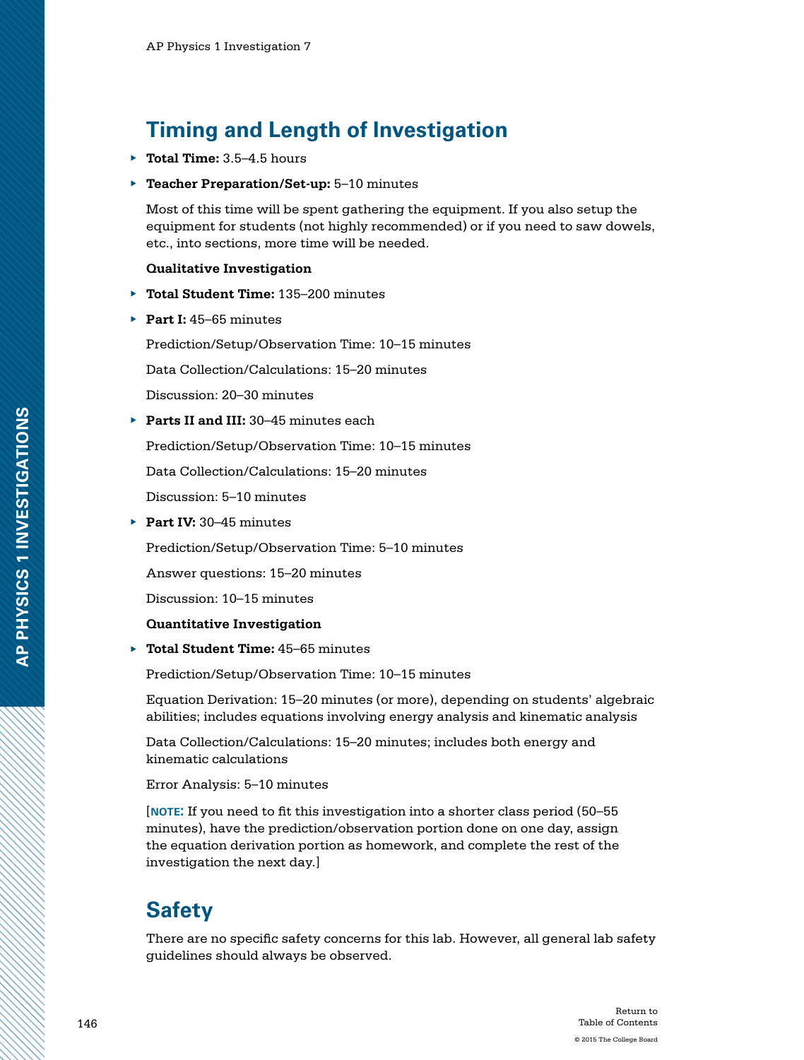## Timing and Length of Investigation

- **Total Time:** 3.5–4.5 hours
- **Teacher Preparation/Set-up:** 5–10 minutes

  Most of this time will be spent gathering the equipment. If you also setup the equipment for students (not highly recommended) or if you need to saw dowels, etc., into sections, more time will be needed.

**Qualitative Investigation**

- **Total Student Time:** 135–200 minutes
- **Part I:** 45–65 minutes

  Prediction/Setup/Observation Time: 10–15 minutes

  Data Collection/Calculations: 15–20 minutes

  Discussion: 20–30 minutes

- **Parts II and III:** 30–45 minutes each

  Prediction/Setup/Observation Time: 10–15 minutes

  Data Collection/Calculations: 15–20 minutes

  Discussion: 5–10 minutes

- **Part IV:** 30–45 minutes

  Prediction/Setup/Observation Time: 5–10 minutes

  Answer questions: 15–20 minutes

  Discussion: 10–15 minutes

**Quantitative Investigation**

- **Total Student Time:** 45–65 minutes

  Prediction/Setup/Observation Time: 10–15 minutes

  Equation Derivation: 15–20 minutes (or more), depending on students' algebraic abilities; includes equations involving energy analysis and kinematic analysis

  Data Collection/Calculations: 15–20 minutes; includes both energy and kinematic calculations

  Error Analysis: 5–10 minutes

  [**NOTE:** If you need to fit this investigation into a shorter class period (50–55 minutes), have the prediction/observation portion done on one day, assign the equation derivation portion as homework, and complete the rest of the investigation the next day.]

## Safety

There are no specific safety concerns for this lab. However, all general lab safety guidelines should always be observed.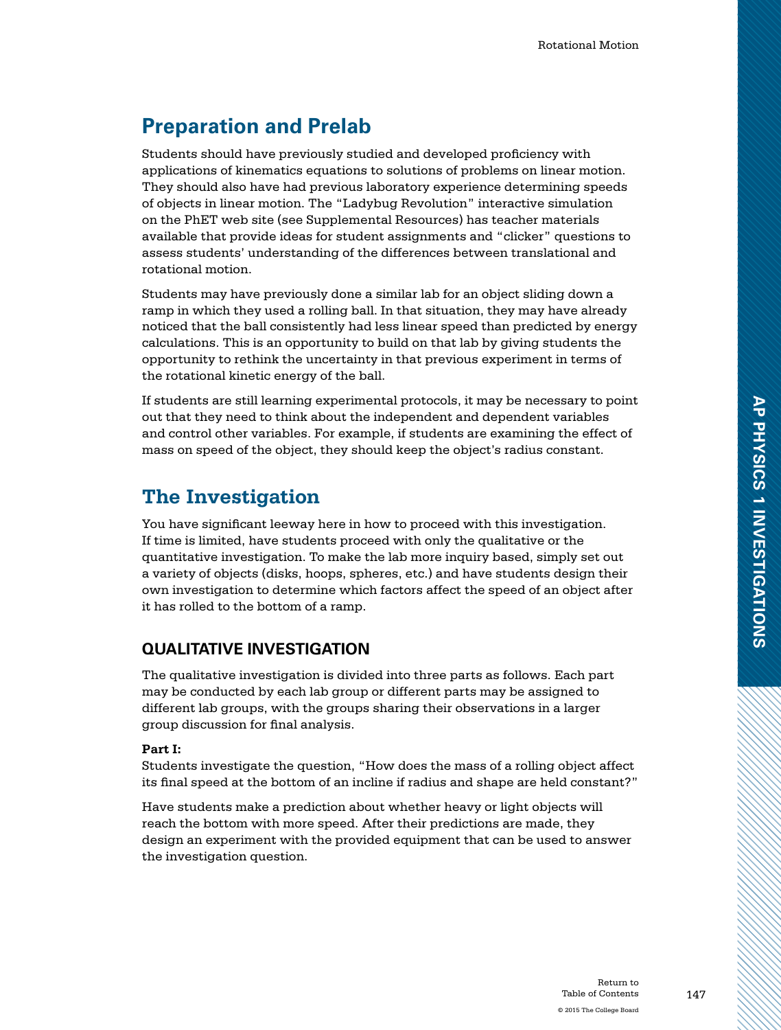## Preparation and Prelab

Students should have previously studied and developed proficiency with applications of kinematics equations to solutions of problems on linear motion. They should also have had previous laboratory experience determining speeds of objects in linear motion. The "Ladybug Revolution" interactive simulation on the PhET web site (see Supplemental Resources) has teacher materials available that provide ideas for student assignments and "clicker" questions to assess students' understanding of the differences between translational and rotational motion.

Students may have previously done a similar lab for an object sliding down a ramp in which they used a rolling ball. In that situation, they may have already noticed that the ball consistently had less linear speed than predicted by energy calculations. This is an opportunity to build on that lab by giving students the opportunity to rethink the uncertainty in that previous experiment in terms of the rotational kinetic energy of the ball.

If students are still learning experimental protocols, it may be necessary to point out that they need to think about the independent and dependent variables and control other variables. For example, if students are examining the effect of mass on speed of the object, they should keep the object's radius constant.

## The Investigation

You have significant leeway here in how to proceed with this investigation. If time is limited, have students proceed with only the qualitative or the quantitative investigation. To make the lab more inquiry based, simply set out a variety of objects (disks, hoops, spheres, etc.) and have students design their own investigation to determine which factors affect the speed of an object after it has rolled to the bottom of a ramp.

### QUALITATIVE INVESTIGATION

The qualitative investigation is divided into three parts as follows. Each part may be conducted by each lab group or different parts may be assigned to different lab groups, with the groups sharing their observations in a larger group discussion for final analysis.

**Part I:**

Students investigate the question, "How does the mass of a rolling object affect its final speed at the bottom of an incline if radius and shape are held constant?"

Have students make a prediction about whether heavy or light objects will reach the bottom with more speed. After their predictions are made, they design an experiment with the provided equipment that can be used to answer the investigation question.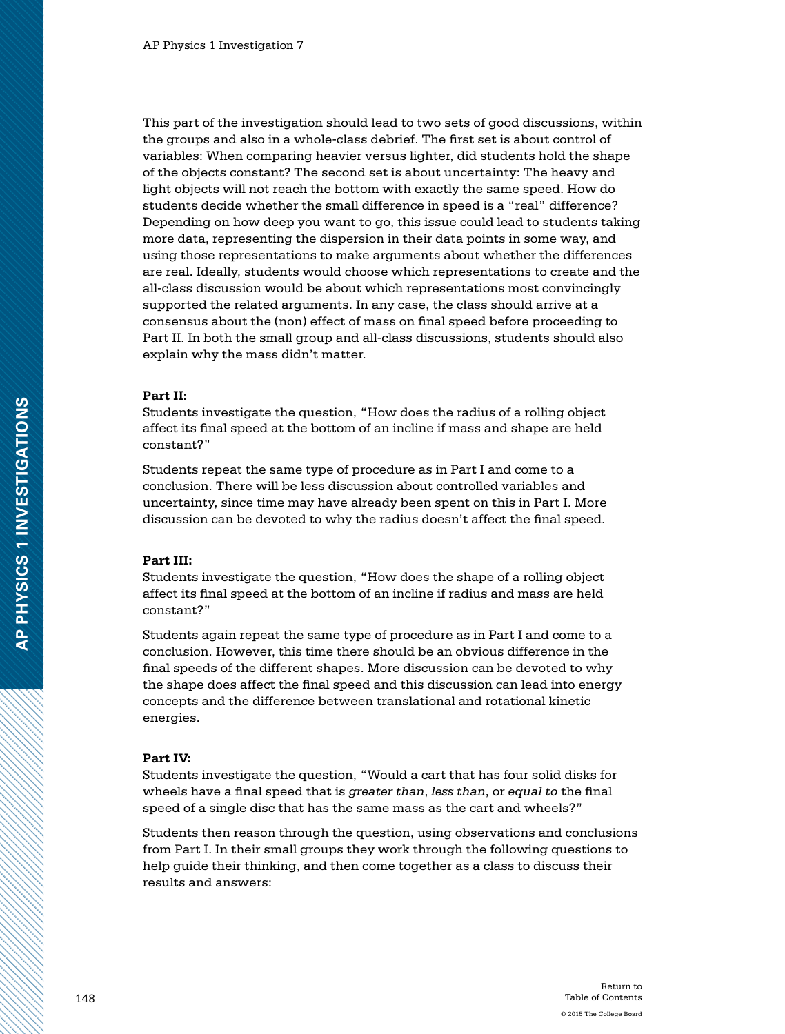This part of the investigation should lead to two sets of good discussions, within the groups and also in a whole-class debrief. The first set is about control of variables: When comparing heavier versus lighter, did students hold the shape of the objects constant? The second set is about uncertainty: The heavy and light objects will not reach the bottom with exactly the same speed. How do students decide whether the small difference in speed is a "real" difference? Depending on how deep you want to go, this issue could lead to students taking more data, representing the dispersion in their data points in some way, and using those representations to make arguments about whether the differences are real. Ideally, students would choose which representations to create and the all-class discussion would be about which representations most convincingly supported the related arguments. In any case, the class should arrive at a consensus about the (non) effect of mass on final speed before proceeding to Part II. In both the small group and all-class discussions, students should also explain why the mass didn't matter.

**Part II:**

Students investigate the question, "How does the radius of a rolling object affect its final speed at the bottom of an incline if mass and shape are held constant?"

Students repeat the same type of procedure as in Part I and come to a conclusion. There will be less discussion about controlled variables and uncertainty, since time may have already been spent on this in Part I. More discussion can be devoted to why the radius doesn't affect the final speed.

**Part III:**

Students investigate the question, "How does the shape of a rolling object affect its final speed at the bottom of an incline if radius and mass are held constant?"

Students again repeat the same type of procedure as in Part I and come to a conclusion. However, this time there should be an obvious difference in the final speeds of the different shapes. More discussion can be devoted to why the shape does affect the final speed and this discussion can lead into energy concepts and the difference between translational and rotational kinetic energies.

**Part IV:**

Students investigate the question, "Would a cart that has four solid disks for wheels have a final speed that is *greater than*, *less than*, or *equal to* the final speed of a single disc that has the same mass as the cart and wheels?"

Students then reason through the question, using observations and conclusions from Part I. In their small groups they work through the following questions to help guide their thinking, and then come together as a class to discuss their results and answers: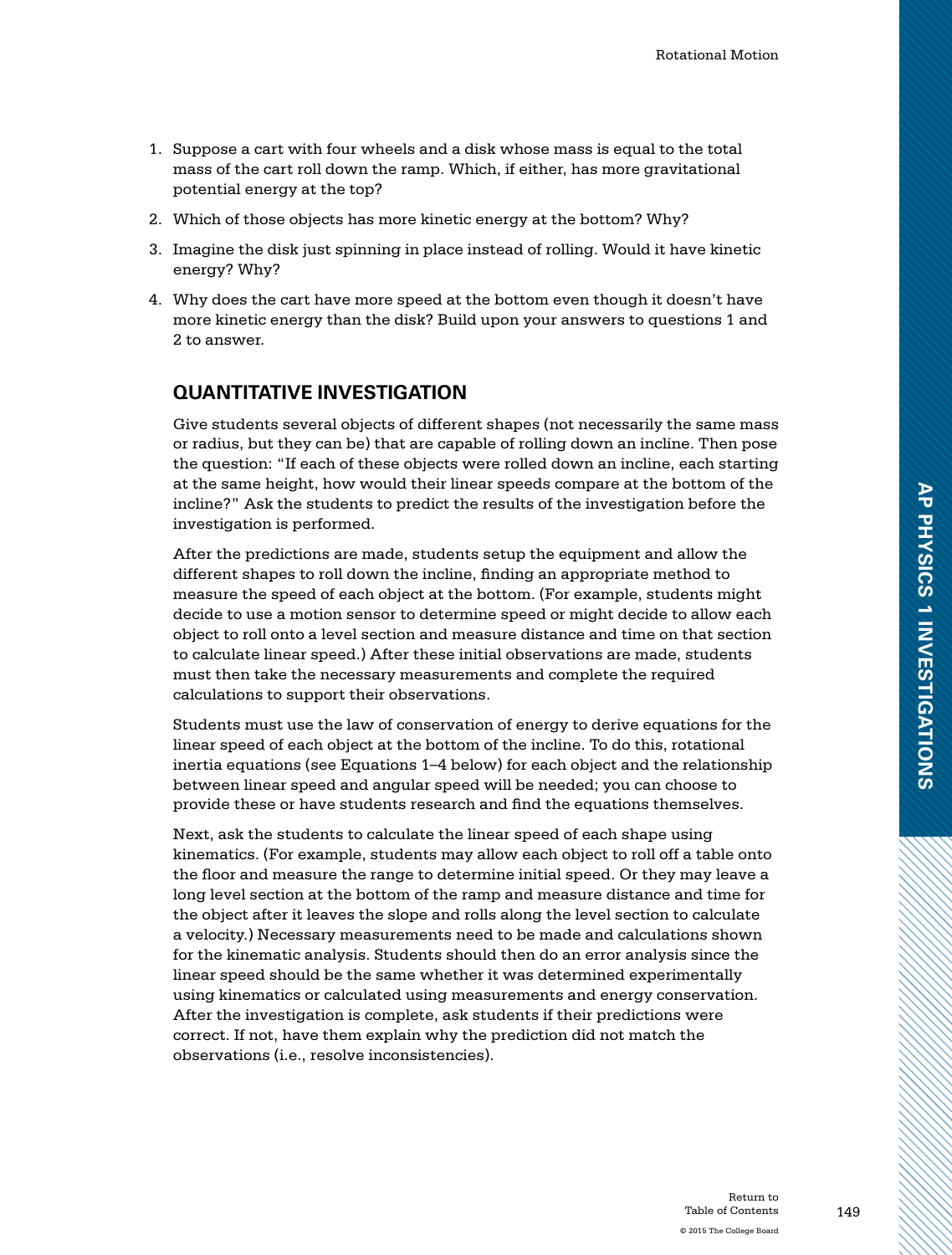1. Suppose a cart with four wheels and a disk whose mass is equal to the total mass of the cart roll down the ramp. Which, if either, has more gravitational potential energy at the top?
2. Which of those objects has more kinetic energy at the bottom? Why?
3. Imagine the disk just spinning in place instead of rolling. Would it have kinetic energy? Why?
4. Why does the cart have more speed at the bottom even though it doesn't have more kinetic energy than the disk? Build upon your answers to questions 1 and 2 to answer.

## QUANTITATIVE INVESTIGATION

Give students several objects of different shapes (not necessarily the same mass or radius, but they can be) that are capable of rolling down an incline. Then pose the question: "If each of these objects were rolled down an incline, each starting at the same height, how would their linear speeds compare at the bottom of the incline?" Ask the students to predict the results of the investigation before the investigation is performed.

After the predictions are made, students setup the equipment and allow the different shapes to roll down the incline, finding an appropriate method to measure the speed of each object at the bottom. (For example, students might decide to use a motion sensor to determine speed or might decide to allow each object to roll onto a level section and measure distance and time on that section to calculate linear speed.) After these initial observations are made, students must then take the necessary measurements and complete the required calculations to support their observations.

Students must use the law of conservation of energy to derive equations for the linear speed of each object at the bottom of the incline. To do this, rotational inertia equations (see Equations 1–4 below) for each object and the relationship between linear speed and angular speed will be needed; you can choose to provide these or have students research and find the equations themselves.

Next, ask the students to calculate the linear speed of each shape using kinematics. (For example, students may allow each object to roll off a table onto the floor and measure the range to determine initial speed. Or they may leave a long level section at the bottom of the ramp and measure distance and time for the object after it leaves the slope and rolls along the level section to calculate a velocity.) Necessary measurements need to be made and calculations shown for the kinematic analysis. Students should then do an error analysis since the linear speed should be the same whether it was determined experimentally using kinematics or calculated using measurements and energy conservation. After the investigation is complete, ask students if their predictions were correct. If not, have them explain why the prediction did not match the observations (i.e., resolve inconsistencies).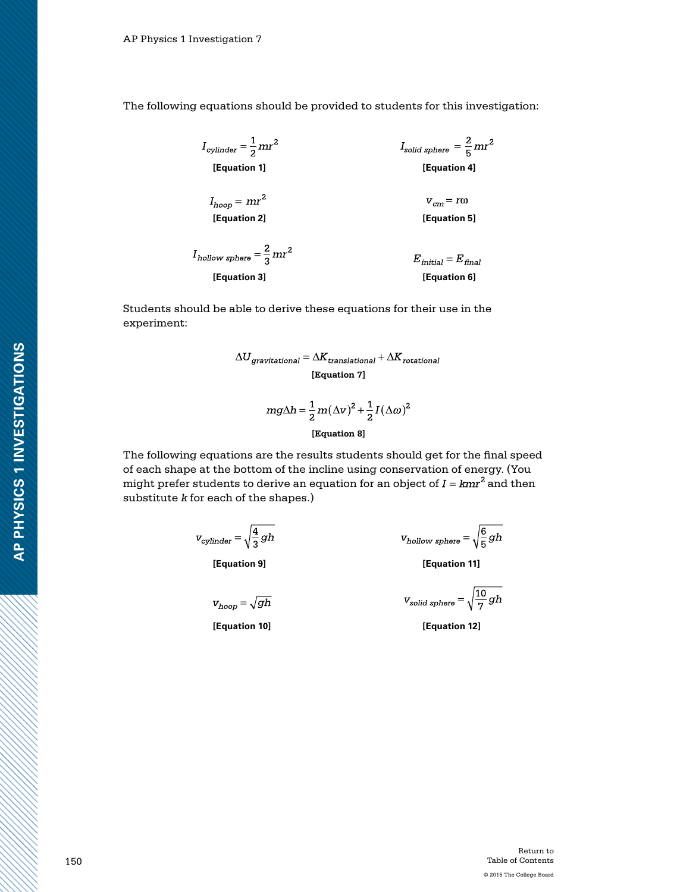The following equations should be provided to students for this investigation:

$$I_{cylinder} = \frac{1}{2}mr^2$$

**[Equation 1]**

$$I_{hoop} = mr^2$$

**[Equation 2]**

$$I_{hollow\ sphere} = \frac{2}{3}mr^2$$

**[Equation 3]**

$$I_{solid\ sphere} = \frac{2}{5}mr^2$$

**[Equation 4]**

$$v_{cm} = r\omega$$

**[Equation 5]**

$$E_{initial} = E_{final}$$

**[Equation 6]**

Students should be able to derive these equations for their use in the experiment:

$$\Delta U_{gravitational} = \Delta K_{translational} + \Delta K_{rotational}$$

**[Equation 7]**

$$mg\Delta h = \frac{1}{2}m(\Delta v)^2 + \frac{1}{2}I(\Delta\omega)^2$$

**[Equation 8]**

The following equations are the results students should get for the final speed of each shape at the bottom of the incline using conservation of energy. (You might prefer students to derive an equation for an object of $I = kmr^2$ and then substitute $k$ for each of the shapes.)

$$v_{cylinder} = \sqrt{\frac{4}{3}gh}$$

**[Equation 9]**

$$v_{hoop} = \sqrt{gh}$$

**[Equation 10]**

$$v_{hollow\ sphere} = \sqrt{\frac{6}{5}gh}$$

**[Equation 11]**

$$v_{solid\ sphere} = \sqrt{\frac{10}{7}gh}$$

**[Equation 12]**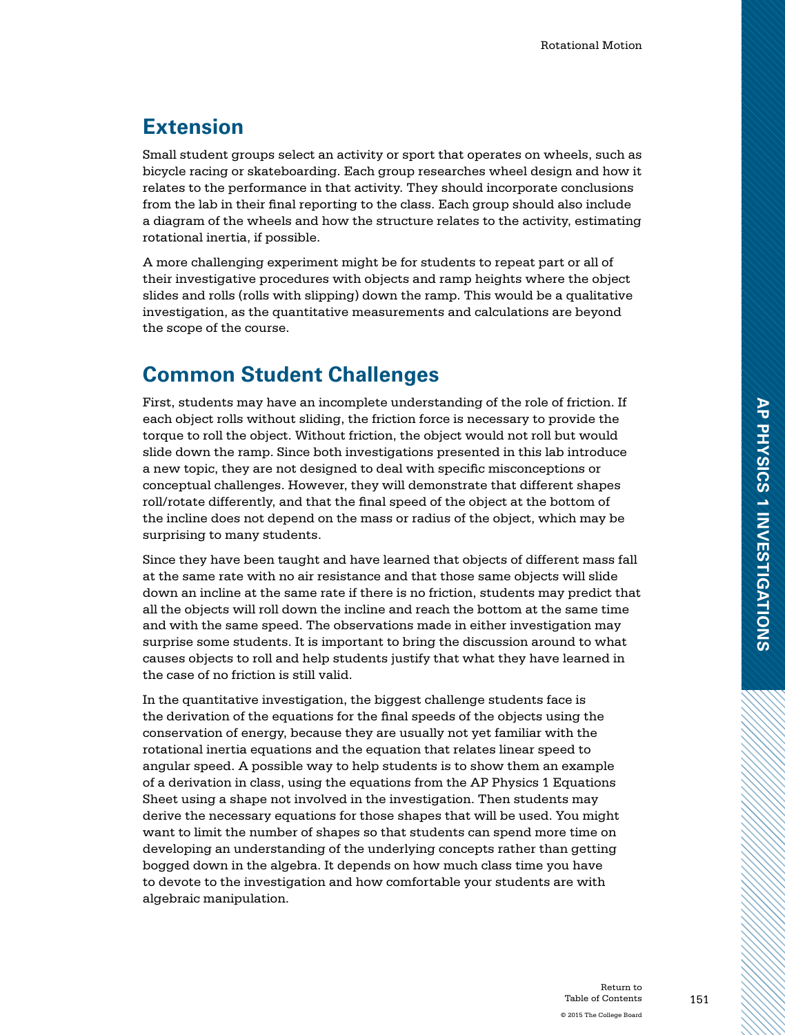## Extension

Small student groups select an activity or sport that operates on wheels, such as bicycle racing or skateboarding. Each group researches wheel design and how it relates to the performance in that activity. They should incorporate conclusions from the lab in their final reporting to the class. Each group should also include a diagram of the wheels and how the structure relates to the activity, estimating rotational inertia, if possible.

A more challenging experiment might be for students to repeat part or all of their investigative procedures with objects and ramp heights where the object slides and rolls (rolls with slipping) down the ramp. This would be a qualitative investigation, as the quantitative measurements and calculations are beyond the scope of the course.

## Common Student Challenges

First, students may have an incomplete understanding of the role of friction. If each object rolls without sliding, the friction force is necessary to provide the torque to roll the object. Without friction, the object would not roll but would slide down the ramp. Since both investigations presented in this lab introduce a new topic, they are not designed to deal with specific misconceptions or conceptual challenges. However, they will demonstrate that different shapes roll/rotate differently, and that the final speed of the object at the bottom of the incline does not depend on the mass or radius of the object, which may be surprising to many students.

Since they have been taught and have learned that objects of different mass fall at the same rate with no air resistance and that those same objects will slide down an incline at the same rate if there is no friction, students may predict that all the objects will roll down the incline and reach the bottom at the same time and with the same students. The observations made in either investigation may surprise some students. It is important to bring the discussion around to what causes objects to roll and help students justify that what they have learned in the case of no friction is still valid.

In the quantitative investigation, the biggest challenge students face is the derivation of the equations for the final speeds of the objects using the conservation of energy, because they are usually not yet familiar with the rotational inertia equations and the equation that relates linear speed to angular speed. A possible way to help students is to show them an example of a derivation in class, using the equations from the AP Physics 1 Equations Sheet using a shape not involved in the investigation. Then students may derive the necessary equations for those shapes that will be used. You might want to limit the number of shapes so that students can spend more time on developing an understanding of the underlying concepts rather than getting bogged down in the algebra. It depends on how much class time you have to devote to the investigation and how comfortable your students are with algebraic manipulation.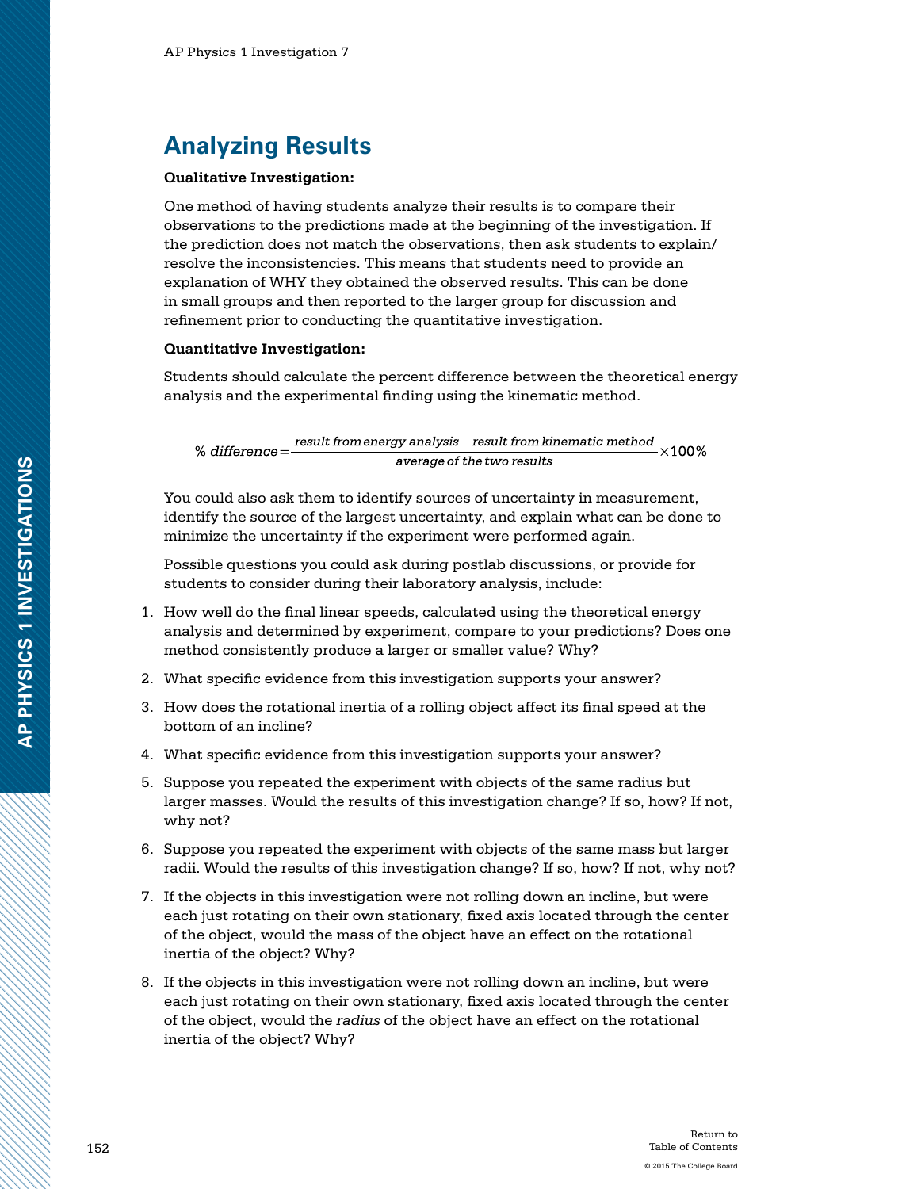## Analyzing Results

**Qualitative Investigation:**

One method of having students analyze their results is to compare their observations to the predictions made at the beginning of the investigation. If the prediction does not match the observations, then ask students to explain/resolve the inconsistencies. This means that students need to provide an explanation of WHY they obtained the observed results. This can be done in small groups and then reported to the larger group for discussion and refinement prior to conducting the quantitative investigation.

**Quantitative Investigation:**

Students should calculate the percent difference between the theoretical energy analysis and the experimental finding using the kinematic method.

$$\%\ difference = \frac{\left| result\ from\ energy\ analysis - result\ from\ kinematic\ method \right|}{average\ of\ the\ two\ results} \times 100\%$$

You could also ask them to identify sources of uncertainty in measurement, identify the source of the largest uncertainty, and explain what can be done to minimize the uncertainty if the experiment were performed again.

Possible questions you could ask during postlab discussions, or provide for students to consider during their laboratory analysis, include:

1. How well do the final linear speeds, calculated using the theoretical energy analysis and determined by experiment, compare to your predictions? Does one method consistently produce a larger or smaller value? Why?
2. What specific evidence from this investigation supports your answer?
3. How does the rotational inertia of a rolling object affect its final speed at the bottom of an incline?
4. What specific evidence from this investigation supports your answer?
5. Suppose you repeated the experiment with objects of the same radius but larger masses. Would the results of this investigation change? If so, how? If not, why not?
6. Suppose you repeated the experiment with objects of the same mass but larger radii. Would the results of this investigation change? If so, how? If not, why not?
7. If the objects in this investigation were not rolling down an incline, but were each just rotating on their own stationary, fixed axis located through the center of the object, would the mass of the object have an effect on the rotational inertia of the object? Why?
8. If the objects in this investigation were not rolling down an incline, but were each just rotating on their own stationary, fixed axis located through the center of the object, would the *radius* of the object have an effect on the rotational inertia of the object? Why?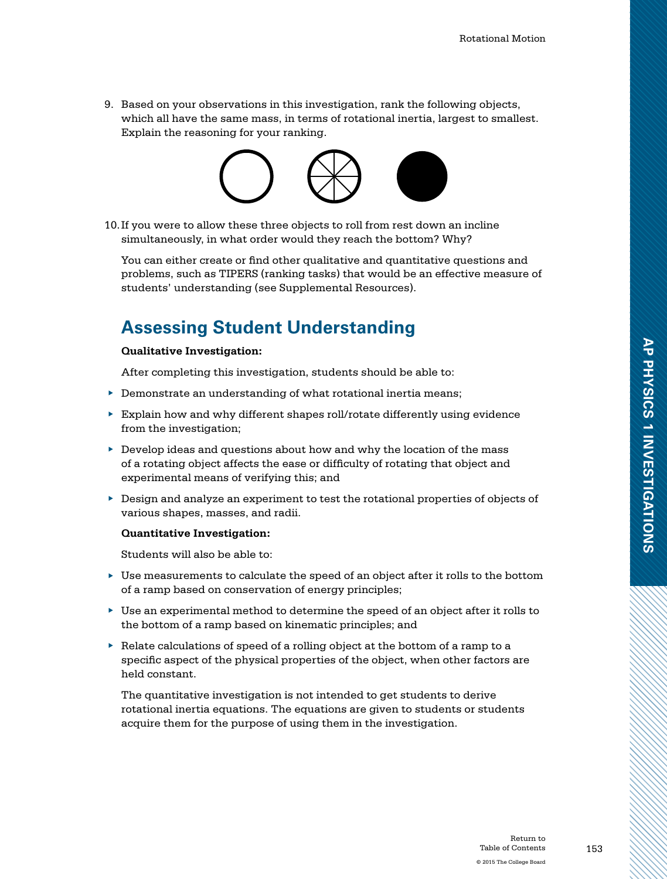9. Based on your observations in this investigation, rank the following objects, which all have the same mass, in terms of rotational inertia, largest to smallest. Explain the reasoning for your ranking.

10. If you were to allow these three objects to roll from rest down an incline simultaneously, in what order would they reach the bottom? Why?

    You can either create or find other qualitative and quantitative questions and problems, such as TIPERS (ranking tasks) that would be an effective measure of students' understanding (see Supplemental Resources).

## Assessing Student Understanding

**Qualitative Investigation:**

After completing this investigation, students should be able to:

- Demonstrate an understanding of what rotational inertia means;
- Explain how and why different shapes roll/rotate differently using evidence from the investigation;
- Develop ideas and questions about how and why the location of the mass of a rotating object affects the ease or difficulty of rotating that object and experimental means of verifying this; and
- Design and analyze an experiment to test the rotational properties of objects of various shapes, masses, and radii.

**Quantitative Investigation:**

Students will also be able to:

- Use measurements to calculate the speed of an object after it rolls to the bottom of a ramp based on conservation of energy principles;
- Use an experimental method to determine the speed of an object after it rolls to the bottom of a ramp based on kinematic principles; and
- Relate calculations of speed of a rolling object at the bottom of a ramp to a specific aspect of the physical properties of the object, when other factors are held constant.

The quantitative investigation is not intended to get students to derive rotational inertia equations. The equations are given to students or students acquire them for the purpose of using them in the investigation.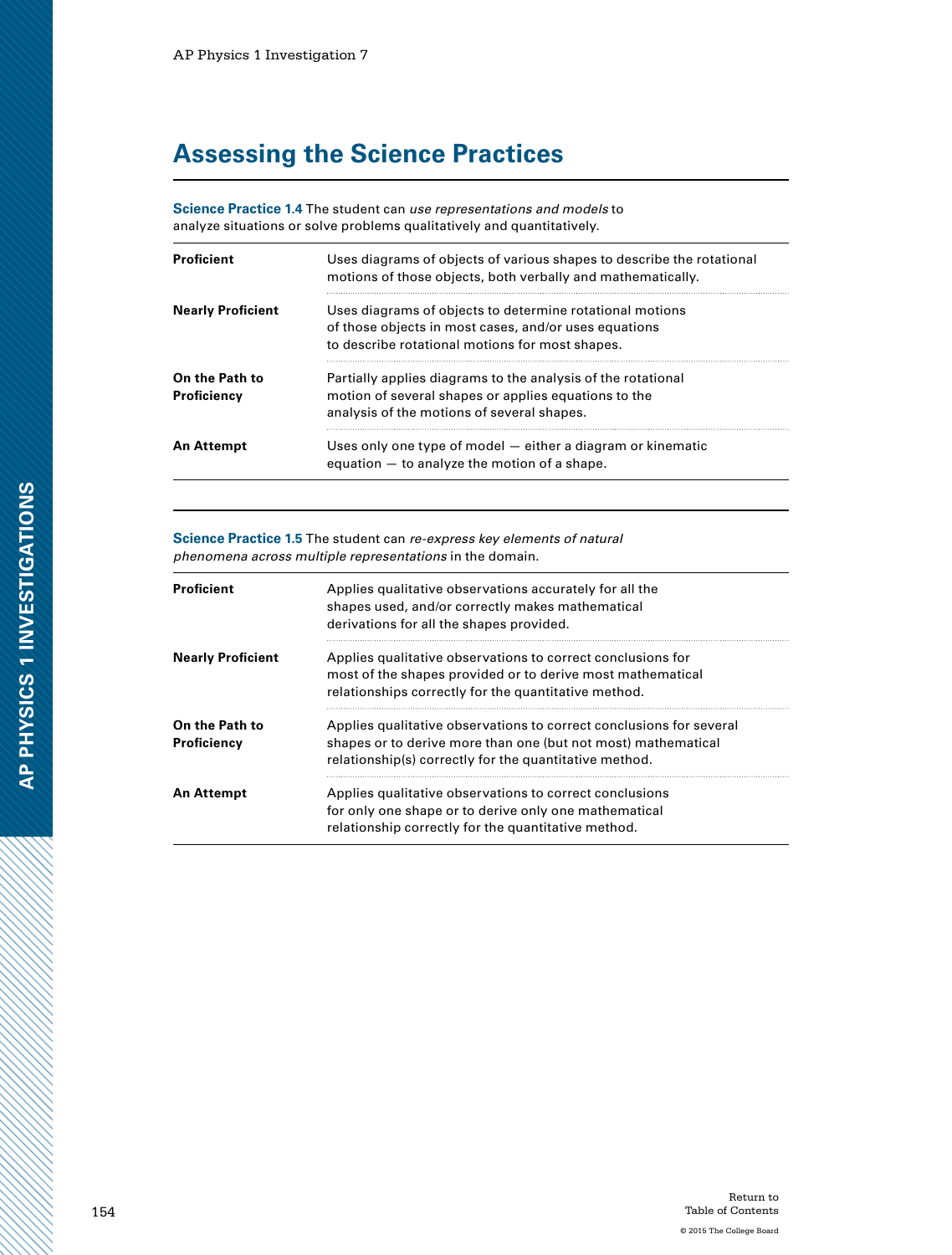## Assessing the Science Practices

**Science Practice 1.4** The student can *use representations and models* to analyze situations or solve problems qualitatively and quantitatively.

| | |
|---|---|
| **Proficient** | Uses diagrams of objects of various shapes to describe the rotational motions of those objects, both verbally and mathematically. |
| **Nearly Proficient** | Uses diagrams of objects to determine rotational motions of those objects in most cases, and/or uses equations to describe rotational motions for most shapes. |
| **On the Path to Proficiency** | Partially applies diagrams to the analysis of the rotational motion of several shapes or applies equations to the analysis of the motions of several shapes. |
| **An Attempt** | Uses only one type of model — either a diagram or kinematic equation — to analyze the motion of a shape. |

**Science Practice 1.5** The student can *re-express key elements of natural phenomena across multiple representations* in the domain.

| | |
|---|---|
| **Proficient** | Applies qualitative observations accurately for all the shapes used, and/or correctly makes mathematical derivations for all the shapes provided. |
| **Nearly Proficient** | Applies qualitative observations to correct conclusions for most of the shapes provided or to derive most mathematical relationships correctly for the quantitative method. |
| **On the Path to Proficiency** | Applies qualitative observations to correct conclusions for several shapes or to derive more than one (but not most) mathematical relationship(s) correctly for the quantitative method. |
| **An Attempt** | Applies qualitative observations to correct conclusions for only one shape or to derive only one mathematical relationship correctly for the quantitative method. |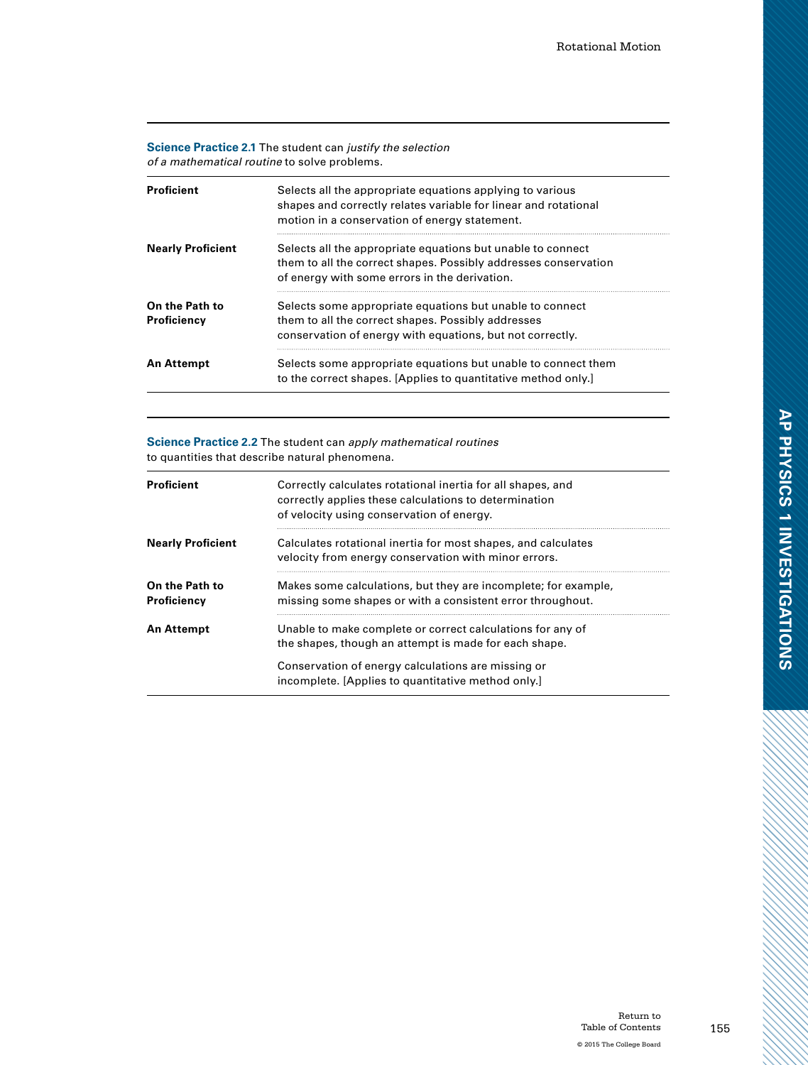**Science Practice 2.1** The student can *justify the selection of a mathematical routine* to solve problems.

| | |
|---|---|
| **Proficient** | Selects all the appropriate equations applying to various shapes and correctly relates variable for linear and rotational motion in a conservation of energy statement. |
| **Nearly Proficient** | Selects all the appropriate equations but unable to connect them to all the correct shapes. Possibly addresses conservation of energy with some errors in the derivation. |
| **On the Path to Proficiency** | Selects some appropriate equations but unable to connect them to all the correct shapes. Possibly addresses conservation of energy with equations, but not correctly. |
| **An Attempt** | Selects some appropriate equations but unable to connect them to the correct shapes. [Applies to quantitative method only.] |

**Science Practice 2.2** The student can *apply mathematical routines* to quantities that describe natural phenomena.

| | |
|---|---|
| **Proficient** | Correctly calculates rotational inertia for all shapes, and correctly applies these calculations to determination of velocity using conservation of energy. |
| **Nearly Proficient** | Calculates rotational inertia for most shapes, and calculates velocity from energy conservation with minor errors. |
| **On the Path to Proficiency** | Makes some calculations, but they are incomplete; for example, missing some shapes or with a consistent error throughout. |
| **An Attempt** | Unable to make complete or correct calculations for any of the shapes, though an attempt is made for each shape. Conservation of energy calculations are missing or incomplete. [Applies to quantitative method only.] |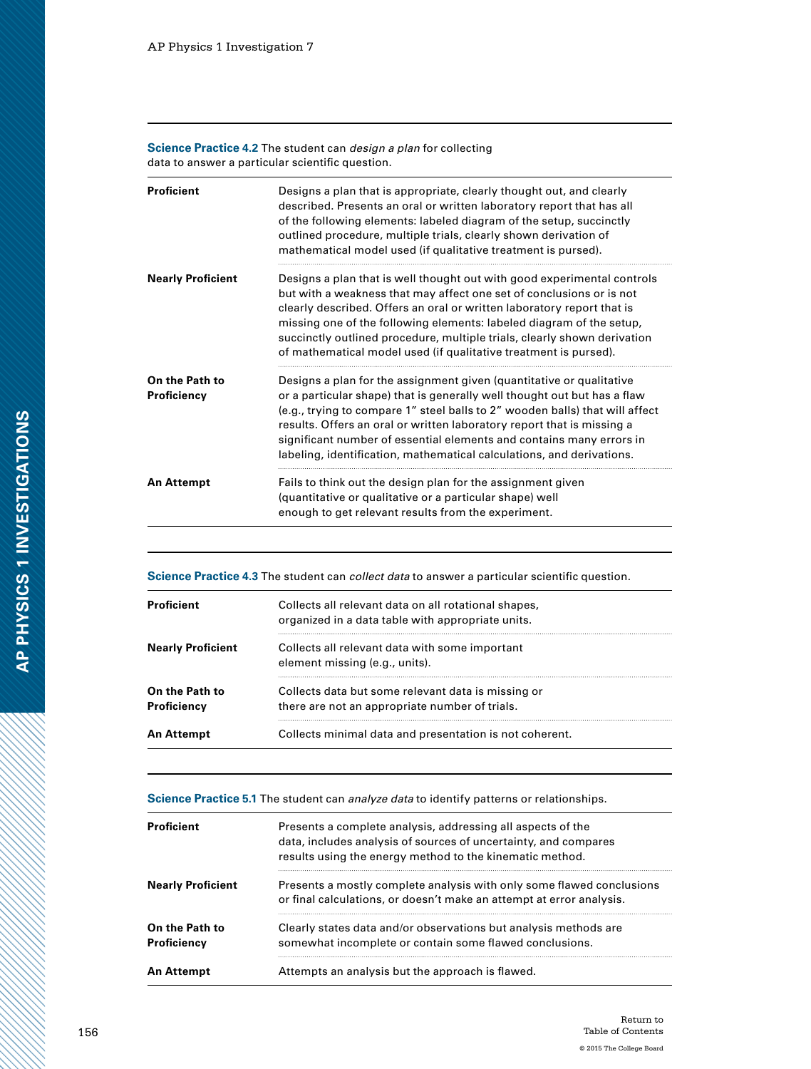| **Science Practice 4.2** The student can *design a plan* for collecting data to answer a particular scientific question. | |
|---|---|
| **Proficient** | Designs a plan that is appropriate, clearly thought out, and clearly described. Presents an oral or written laboratory report that has all of the following elements: labeled diagram of the setup, succinctly outlined procedure, multiple trials, clearly shown derivation of mathematical model used (if qualitative treatment is pursed). |
| **Nearly Proficient** | Designs a plan that is well thought out with good experimental controls but with a weakness that may affect one set of conclusions or is not clearly described. Offers an oral or written laboratory report that is missing one of the following elements: labeled diagram of the setup, succinctly outlined procedure, multiple trials, clearly shown derivation of mathematical model used (if qualitative treatment is pursed). |
| **On the Path to Proficiency** | Designs a plan for the assignment given (quantitative or qualitative or a particular shape) that is generally well thought out but has a flaw (e.g., trying to compare 1″ steel balls to 2″ wooden balls) that will affect results. Offers an oral or written laboratory report that is missing a significant number of essential elements and contains many errors in labeling, identification, mathematical calculations, and derivations. |
| **An Attempt** | Fails to think out the design plan for the assignment given (quantitative or qualitative or a particular shape) well enough to get relevant results from the experiment. |

| **Science Practice 4.3** The student can *collect data* to answer a particular scientific question. | |
|---|---|
| **Proficient** | Collects all relevant data on all rotational shapes, organized in a data table with appropriate units. |
| **Nearly Proficient** | Collects all relevant data with some important element missing (e.g., units). |
| **On the Path to Proficiency** | Collects data but some relevant data is missing or there are not an appropriate number of trials. |
| **An Attempt** | Collects minimal data and presentation is not coherent. |

| **Science Practice 5.1** The student can *analyze data* to identify patterns or relationships. | |
|---|---|
| **Proficient** | Presents a complete analysis, addressing all aspects of the data, includes analysis of sources of uncertainty, and compares results using the energy method to the kinematic method. |
| **Nearly Proficient** | Presents a mostly complete analysis with only some flawed conclusions or final calculations, or doesn't make an attempt at error analysis. |
| **On the Path to Proficiency** | Clearly states data and/or observations but analysis methods are somewhat incomplete or contain some flawed conclusions. |
| **An Attempt** | Attempts an analysis but the approach is flawed. |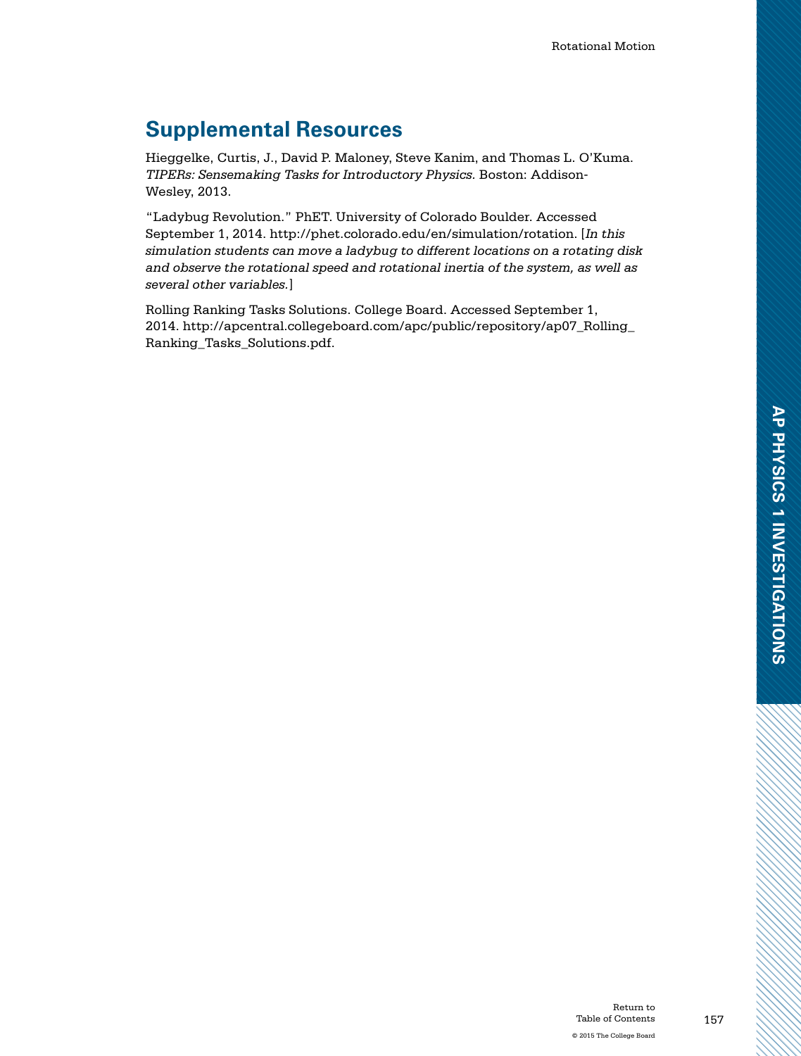## Supplemental Resources

Hieggelke, Curtis, J., David P. Maloney, Steve Kanim, and Thomas L. O'Kuma. *TIPERs: Sensemaking Tasks for Introductory Physics*. Boston: Addison-Wesley, 2013.

"Ladybug Revolution." PhET. University of Colorado Boulder. Accessed September 1, 2014. http://phet.colorado.edu/en/simulation/rotation. [*In this simulation students can move a ladybug to different locations on a rotating disk and observe the rotational speed and rotational inertia of the system, as well as several other variables.*]

Rolling Ranking Tasks Solutions. College Board. Accessed September 1, 2014. http://apcentral.collegeboard.com/apc/public/repository/ap07_Rolling_Ranking_Tasks_Solutions.pdf.